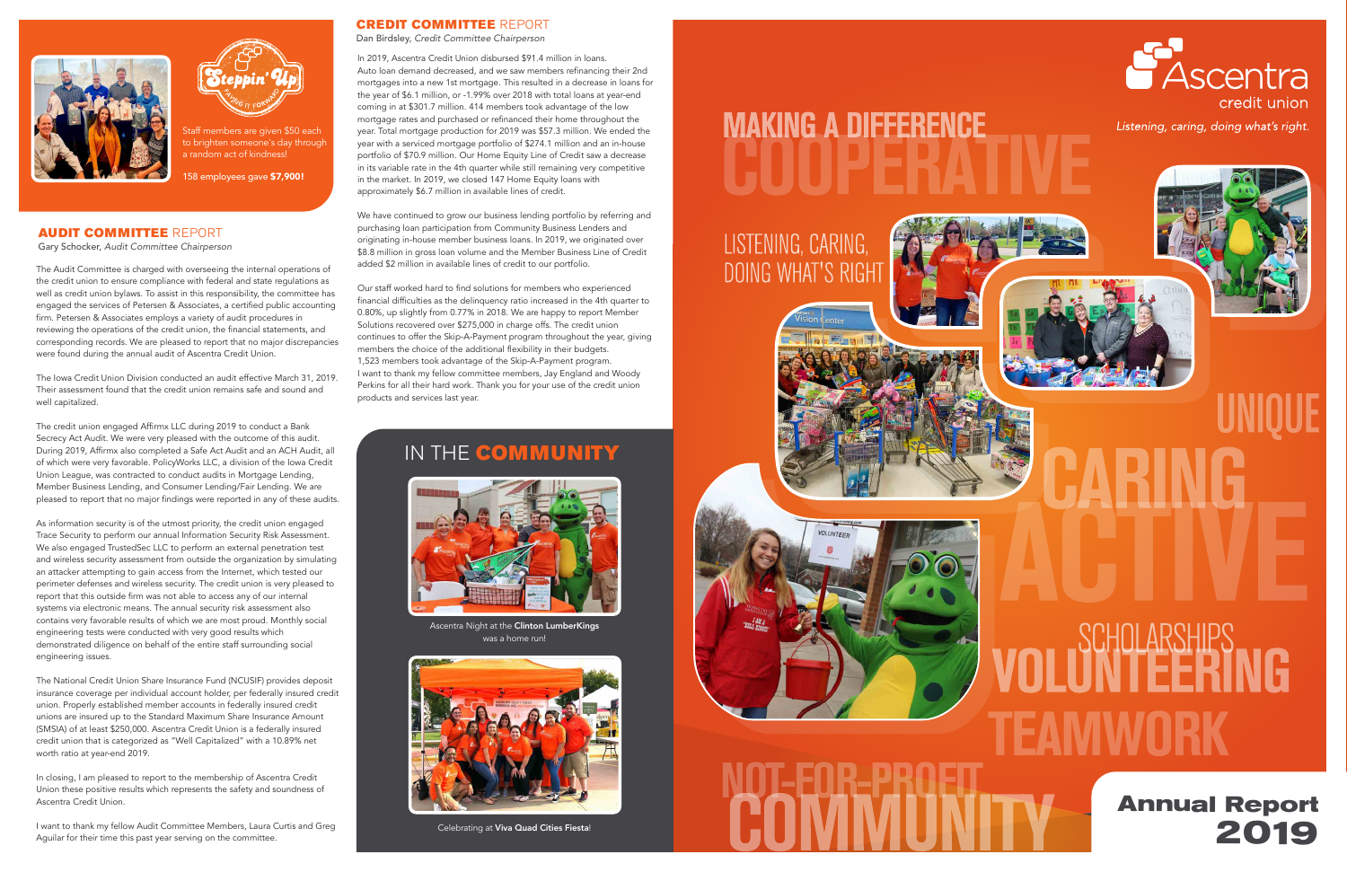Staff members are given $50 each to brighten someone's day through a random act of kindness!

**158 employees gave $7,900!**

## AUDIT COMMITTEE REPORT

Gary Schocker, *Audit Committee Chairperson*

The Audit Committee is charged with overseeing the internal operations of the credit union to ensure compliance with federal and state regulations as well as credit union bylaws. To assist in this responsibility, the committee has engaged the services of Petersen & Associates, a certified public accounting firm. Petersen & Associates employs a variety of audit procedures in reviewing the operations of the credit union, the financial statements, and corresponding records. We are pleased to report that no major discrepancies were found during the annual audit of Ascentra Credit Union.

The Iowa Credit Union Division conducted an audit effective March 31, 2019. Their assessment found that the credit union remains safe and sound and well capitalized.

The credit union engaged Affirmx LLC during 2019 to conduct a Bank Secrecy Act Audit. We were very pleased with the outcome of this audit. During 2019, Affirmx also completed a Safe Act Audit and an ACH Audit, all of which were very favorable. PolicyWorks LLC, a division of the Iowa Credit Union League, was contracted to conduct audits in Mortgage Lending, Member Business Lending, and Consumer Lending/Fair Lending. We are pleased to report that no major findings were reported in any of these audits.

As information security is of the utmost priority, the credit union engaged Trace Security to perform our annual Information Security Risk Assessment. We also engaged TrustedSec LLC to perform an external penetration test and wireless security assessment from outside the organization by simulating an attacker attempting to gain access from the Internet, which tested our perimeter defenses and wireless security. The credit union is very pleased to report that this outside firm was not able to access any of our internal systems via electronic means. The annual security risk assessment also contains very favorable results of which we are most proud. Monthly social engineering tests were conducted with very good results which demonstrated diligence on behalf of the entire staff surrounding social engineering issues.

The National Credit Union Share Insurance Fund (NCUSIF) provides deposit insurance coverage per individual account holder, per federally insured credit union. Properly established member accounts in federally insured credit unions are insured up to the Standard Maximum Share Insurance Amount (SMSIA) of at least $250,000. Ascentra Credit Union is a federally insured credit union that is categorized as "Well Capitalized" with a 10.89% net worth ratio at year-end 2019.

In closing, I am pleased to report to the membership of Ascentra Credit Union these positive results which represents the safety and soundness of Ascentra Credit Union.

I want to thank my fellow Audit Committee Members, Laura Curtis and Greg Aguilar for their time this past year serving on the committee.

## CREDIT COMMITTEE REPORT

Dan Birdsley, *Credit Committee Chairperson*

In 2019, Ascentra Credit Union disbursed $91.4 million in loans. Auto loan demand decreased, and we saw members refinancing their 2nd mortgages into a new 1st mortgage. This resulted in a decrease in loans for the year of $6.1 million, or -1.99% over 2018 with total loans at year-end coming in at $301.7 million. 414 members took advantage of the low mortgage rates and purchased or refinanced their home throughout the year. Total mortgage production for 2019 was $57.3 million. We ended the year with a serviced mortgage portfolio of $274.1 million and an in-house portfolio of $70.9 million. Our Home Equity Line of Credit saw a decrease in its variable rate in the 4th quarter while still remaining very competitive in the market. In 2019, we closed 147 Home Equity loans with approximately $6.7 million in available lines of credit.

We have continued to grow our business lending portfolio by referring and purchasing loan participation from Community Business Lenders and originating in-house member business loans. In 2019, we originated over $8.8 million in gross loan volume and the Member Business Line of Credit added $2 million in available lines of credit to our portfolio.

Our staff worked hard to find solutions for members who experienced financial difficulties as the delinquency ratio increased in the 4th quarter to 0.80%, up slightly from 0.77% in 2018. We are happy to report Member Solutions recovered over $275,000 in charge offs. The credit union continues to offer the Skip-A-Payment program throughout the year, giving members the choice of the additional flexibility in their budgets. 1,523 members took advantage of the Skip-A-Payment program. I want to thank my fellow committee members, Jay England and Woody Perkins for all their hard work. Thank you for your use of the credit union products and services last year.

## IN THE COMMUNITY

Ascentra Night at the **Clinton LumberKings** was a home run!

Celebrating at **Viva Quad Cities Fiesta**!

# Ascentra credit union

*Listening, caring, doing what's right.*

MAKING A DIFFERENCE

COOPERATIVE

LISTENING, CARING, DOING WHAT'S RIGHT

UNIQUE

CARING

ACTIVE

SCHOLARSHIPS

VOLUNTEERING

TEAMWORK

NOT-FOR-PROFIT

COMMUNITY

# Annual Report 2019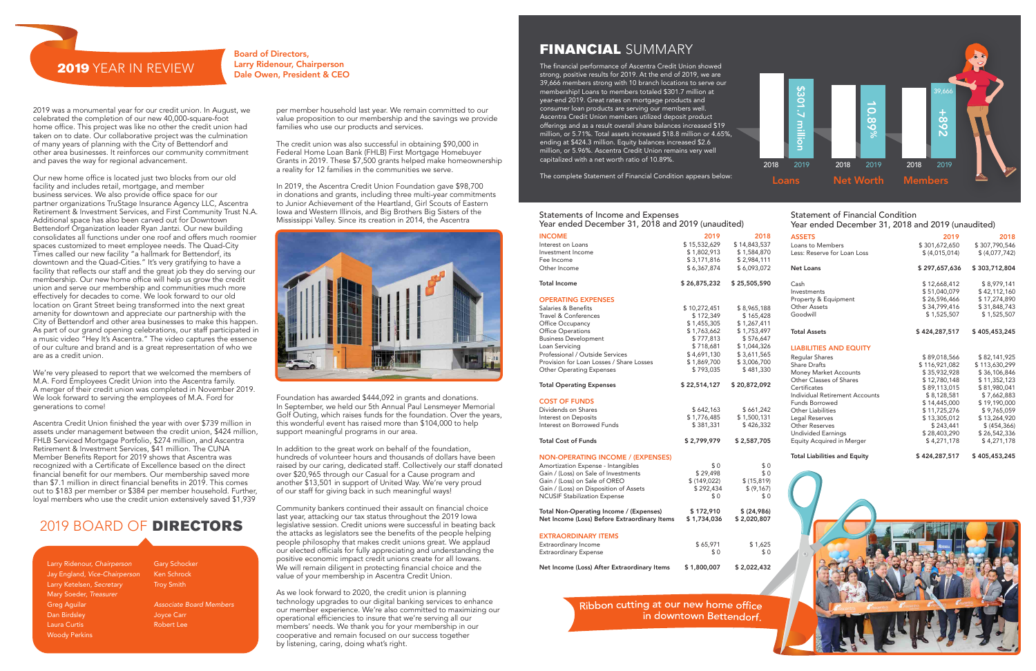## 2019 YEAR IN REVIEW

**Board of Directors,**
**Larry Ridenour, Chairperson**
**Dale Owen, President & CEO**

2019 was a monumental year for our credit union. In August, we celebrated the completion of our new 40,000-square-foot home office. This project was like no other the credit union had taken on to date. Our collaborative project was the culmination of many years of planning with the City of Bettendorf and other area businesses. It reinforces our community commitment and paves the way for regional advancement.

Our new home office is located just two blocks from our old facility and includes retail, mortgage, and member business services. We also provide office space for our partner organizations TruStage Insurance Agency LLC, Ascentra Retirement & Investment Services, and First Community Trust N.A. Additional space has also been carved out for Downtown Bettendorf Organization leader Ryan Jantzi. Our new building consolidates all functions under one roof and offers much roomier spaces customized to meet employee needs. The Quad-City Times called our new facility "a hallmark for Bettendorf, its downtown and the Quad-Cities." It's very gratifying to have a facility that reflects our staff and the great job they do serving our membership. Our new home office will help us grow the credit union and serve our membership and communities much more effectively for decades to come. We look forward to our old location on Grant Street being transformed into the next great amenity for downtown and appreciate our partnership with the City of Bettendorf and other area businesses to make this happen. As part of our grand opening celebrations, our staff participated in a music video "Hey It's Ascentra." The video captures the essence of our culture and brand and is a great representation of who we are as a credit union.

We're very pleased to report that we welcomed the members of M.A. Ford Employees Credit Union into the Ascentra family. A merger of their credit union was completed in November 2019. We look forward to serving the employees of M.A. Ford for generations to come!

Ascentra Credit Union finished the year with over $739 million in assets under management between the credit union, $424 million, FHLB Serviced Mortgage Portfolio, $274 million, and Ascentra Retirement & Investment Services, $41 million. The CUNA Member Benefits Report for 2019 shows that Ascentra was recognized with a Certificate of Excellence based on the direct financial benefit for our members. Our membership saved more than $7.1 million in direct financial benefits in 2019. This comes out to $183 per member or $384 per member household. Further, loyal members who use the credit union extensively saved $1,939 per member household last year. We remain committed to our value proposition to our membership and the savings we provide families who use our products and services.

The credit union was also successful in obtaining $90,000 in Federal Home Loan Bank (FHLB) First Mortgage Homebuyer Grants in 2019. These $7,500 grants helped make homeownership a reality for 12 families in the communities we serve.

In 2019, the Ascentra Credit Union Foundation gave $98,700 in donations and grants, including three multi-year commitments to Junior Achievement of the Heartland, Girl Scouts of Eastern Iowa and Western Illinois, and Big Brothers Big Sisters of the Mississippi Valley. Since its creation in 2014, the Ascentra Foundation has awarded $444,092 in grants and donations. In September, we held our 5th Annual Paul Lensmeyer Memorial Golf Outing, which raises funds for the foundation. Over the years, this wonderful event has raised more than $104,000 to help support meaningful programs in our area.

In addition to the great work on behalf of the foundation, hundreds of volunteer hours and thousands of dollars have been raised by our caring, dedicated staff. Collectively our staff donated over $20,965 through our Casual for a Cause program and another $13,501 in support of United Way. We're very proud of our staff for giving back in such meaningful ways!

Community bankers continued their assault on financial choice last year, attacking our tax status throughout the 2019 Iowa legislative session. Credit unions were successful in holding back the attacks as legislators see the benefits of the people helping people philosophy that makes credit unions great. We applaud our elected officials for fully appreciating and understanding the positive economic impact credit unions create for all Iowans. We will remain diligent in protecting financial choice and the value of your membership in Ascentra Credit Union.

As we look forward to 2020, the credit union is planning technology upgrades to our digital banking services to enhance our member experience. We're also committed to maximizing our operational efficiencies to insure that we're serving all our members' needs. We thank you for your membership in our cooperative and remain focused on our success together by listening, caring, doing what's right.

## 2019 BOARD OF DIRECTORS

- Larry Ridenour, *Chairperson*
- Jay England, *Vice-Chairperson*
- Larry Ketelsen, *Secretary*
- Mary Soeder, *Treasurer*
- Greg Aguilar
- Dan Birdsley
- Laura Curtis
- Woody Perkins
- Gary Schocker
- Ken Schrock
- Troy Smith

*Associate Board Members*
- Joyce Carr
- Robert Lee

## FINANCIAL SUMMARY

The financial performance of Ascentra Credit Union showed strong, positive results for 2019. At the end of 2019, we are 39,666 members strong with 10 branch locations to serve our membership! Loans to members totaled $301.7 million at year-end 2019. Great rates on mortgage products and consumer loan products are serving our members well. Ascentra Credit Union members utilized deposit product offerings and as a result overall share balances increased $19 million, or 5.71%. Total assets increased $18.8 million or 4.65%, ending at $424.3 million. Equity balances increased $2.6 million, or 5.96%. Ascentra Credit Union remains very well capitalized with a net worth ratio of 10.89%.

The complete Statement of Financial Condition appears below:

$301.7 million
2018 2019
Loans

10.89%
2018 2019
Net Worth

39,666
+892
2018 2019
Members

### Statements of Income and Expenses
Year ended December 31, 2018 and 2019 (unaudited)

| | 2019 | 2018 |
|---|---|---|
| **INCOME** | | |
| Interest on Loans | $ 15,532,629 | $ 14,843,537 |
| Investment Income | $ 1,802,913 | $ 1,584,870 |
| Fee Income | $ 3,171,816 | $ 2,984,111 |
| Other Income | $ 6,367,874 | $ 6,093,072 |
| **Total Income** | **$ 26,875,232** | **$ 25,505,590** |
| **OPERATING EXPENSES** | | |
| Salaries & Benefits | $ 10,272,451 | $ 8,965,188 |
| Travel & Conferences | $ 172,349 | $ 165,428 |
| Office Occupancy | $ 1,455,305 | $ 1,267,411 |
| Office Operations | $ 1,763,662 | $ 1,753,497 |
| Business Development | $ 777,813 | $ 576,647 |
| Loan Servicing | $ 718,681 | $ 1,044,326 |
| Professional / Outside Services | $ 4,691,130 | $ 3,611,565 |
| Provision for Loan Losses / Share Losses | $ 1,869,700 | $ 3,006,700 |
| Other Operating Expenses | $ 793,035 | $ 481,330 |
| **Total Operating Expenses** | **$ 22,514,127** | **$ 20,872,092** |
| **COST OF FUNDS** | | |
| Dividends on Shares | $ 642,163 | $ 661,242 |
| Interest on Deposits | $ 1,776,485 | $ 1,500,131 |
| Interest on Borrowed Funds | $ 381,331 | $ 426,332 |
| **Total Cost of Funds** | **$ 2,799,979** | **$ 2,587,705** |
| **NON-OPERATING INCOME / (EXPENSES)** | | |
| Amortization Expense - Intangibles | $ 0 | $ 0 |
| Gain / (Loss) on Sale of Investments | $ 29,498 | $ 0 |
| Gain / (Loss) on Sale of OREO | $ (149,022) | $ (15,819) |
| Gain / (Loss) on Disposition of Assets | $ 292,434 | $ (9,167) |
| NCUSIF Stabilization Expense | $ 0 | $ 0 |
| **Total Non-Operating Income / (Expenses)** | **$ 172,910** | **$ (24,986)** |
| **Net Income (Loss) Before Extraordinary Items** | **$ 1,734,036** | **$ 2,020,807** |
| **EXTRAORDINARY ITEMS** | | |
| Extraordinary Income | $ 65,971 | $ 1,625 |
| Extraordinary Expense | $ 0 | $ 0 |
| **Net Income (Loss) After Extraordinary Items** | **$ 1,800,007** | **$ 2,022,432** |

### Statement of Financial Condition
Year ended December 31, 2018 and 2019 (unaudited)

| | 2019 | 2018 |
|---|---|---|
| **ASSETS** | | |
| Loans to Members | $ 301,672,650 | $ 307,790,546 |
| Less: Reserve for Loan Loss | $ (4,015,014) | $ (4,077,742) |
| **Net Loans** | **$ 297,657,636** | **$ 303,712,804** |
| Cash | $ 12,668,412 | $ 8,979,141 |
| Investments | $ 51,040,079 | $ 42,112,160 |
| Property & Equipment | $ 26,596,466 | $ 17,274,890 |
| Other Assets | $ 34,799,416 | $ 31,848,743 |
| Goodwill | $ 1,525,507 | $ 1,525,507 |
| **Total Assets** | **$ 424,287,517** | **$ 405,453,245** |
| **LIABILITIES AND EQUITY** | | |
| Regular Shares | $ 89,018,566 | $ 82,141,925 |
| Share Drafts | $ 116,921,082 | $ 113,630,299 |
| Money Market Accounts | $ 35,932,928 | $ 36,106,846 |
| Other Classes of Shares | $ 12,780,148 | $ 11,352,123 |
| Certificates | $ 89,113,015 | $ 81,980,041 |
| Individual Retirement Accounts | $ 8,128,581 | $ 7,662,883 |
| Funds Borrowed | $ 14,445,000 | $ 19,190,000 |
| Other Liabilities | $ 11,725,276 | $ 9,765,059 |
| Legal Reserves | $ 13,305,012 | $ 13,264,920 |
| Other Reserves | $ 243,441 | $ (454,366) |
| Undivided Earnings | $ 28,403,290 | $ 26,542,336 |
| Equity Acquired in Merger | $ 4,271,178 | $ 4,271,178 |
| **Total Liabilities and Equity** | **$ 424,287,517** | **$ 405,453,245** |

Ribbon cutting at our new home office in downtown Bettendorf.